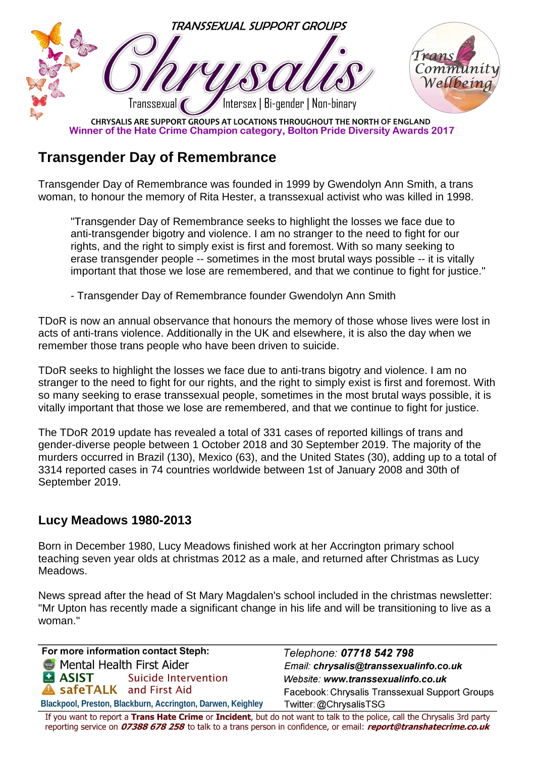TRANSSEXUAL SUPPORT GROUPS

# Chrysalis

Transsexual | Intersex | Bi-gender | Non-binary

Trans Community Wellbeing

CHRYSALIS ARE SUPPORT GROUPS AT LOCATIONS THROUGHOUT THE NORTH OF ENGLAND

**Winner of the Hate Crime Champion category, Bolton Pride Diversity Awards 2017**

## Transgender Day of Remembrance

Transgender Day of Remembrance was founded in 1999 by Gwendolyn Ann Smith, a trans woman, to honour the memory of Rita Hester, a transsexual activist who was killed in 1998.

> "Transgender Day of Remembrance seeks to highlight the losses we face due to anti-transgender bigotry and violence. I am no stranger to the need to fight for our rights, and the right to simply exist is first and foremost. With so many seeking to erase transgender people -- sometimes in the most brutal ways possible -- it is vitally important that those we lose are remembered, and that we continue to fight for justice."
>
> - Transgender Day of Remembrance founder Gwendolyn Ann Smith

TDoR is now an annual observance that honours the memory of those whose lives were lost in acts of anti-trans violence. Additionally in the UK and elsewhere, it is also the day when we remember those trans people who have been driven to suicide.

TDoR seeks to highlight the losses we face due to anti-trans bigotry and violence. I am no stranger to the need to fight for our rights, and the right to simply exist is first and foremost. With so many seeking to erase transsexual people, sometimes in the most brutal ways possible, it is vitally important that those we lose are remembered, and that we continue to fight for justice.

The TDoR 2019 update has revealed a total of 331 cases of reported killings of trans and gender-diverse people between 1 October 2018 and 30 September 2019. The majority of the murders occurred in Brazil (130), Mexico (63), and the United States (30), adding up to a total of 3314 reported cases in 74 countries worldwide between 1st of January 2008 and 30th of September 2019.

### Lucy Meadows 1980-2013

Born in December 1980, Lucy Meadows finished work at her Accrington primary school teaching seven year olds at christmas 2012 as a male, and returned after Christmas as Lucy Meadows.

News spread after the head of St Mary Magdalen's school included in the christmas newsletter: "Mr Upton has recently made a significant change in his life and will be transitioning to live as a woman."

**For more information contact Steph:**

Mental Health First Aider
ASIST Suicide Intervention
safeTALK and First Aid

Blackpool, Preston, Blackburn, Accrington, Darwen, Keighley

*Telephone:* ***07718 542 798***
*Email:* ***chrysalis@transsexualinfo.co.uk***
*Website:* ***www.transsexualinfo.co.uk***
Facebook: Chrysalis Transsexual Support Groups
Twitter: @ChrysalisTSG

If you want to report a **Trans Hate Crime** or **Incident**, but do not want to talk to the police, call the Chrysalis 3rd party reporting service on ***07388 678 258*** to talk to a trans person in confidence, or email: ***report@transhatecrime.co.uk***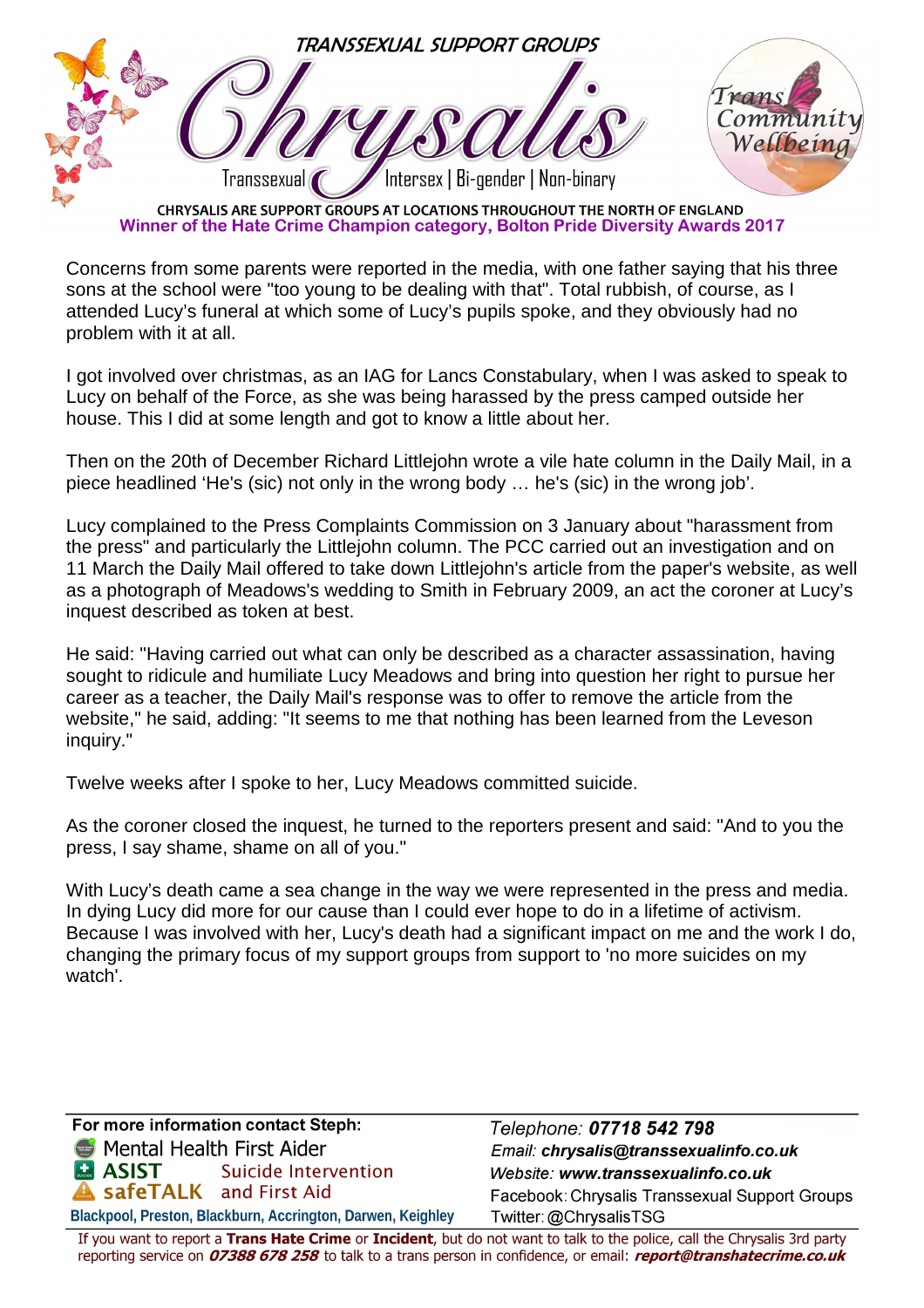Concerns from some parents were reported in the media, with one father saying that his three sons at the school were "too young to be dealing with that". Total rubbish, of course, as I attended Lucy's funeral at which some of Lucy's pupils spoke, and they obviously had no problem with it at all.

I got involved over christmas, as an IAG for Lancs Constabulary, when I was asked to speak to Lucy on behalf of the Force, as she was being harassed by the press camped outside her house. This I did at some length and got to know a little about her.

Then on the 20th of December Richard Littlejohn wrote a vile hate column in the Daily Mail, in a piece headlined 'He's (sic) not only in the wrong body … he's (sic) in the wrong job'.

Lucy complained to the Press Complaints Commission on 3 January about "harassment from the press" and particularly the Littlejohn column. The PCC carried out an investigation and on 11 March the Daily Mail offered to take down Littlejohn's article from the paper's website, as well as a photograph of Meadows's wedding to Smith in February 2009, an act the coroner at Lucy's inquest described as token at best.

He said: "Having carried out what can only be described as a character assassination, having sought to ridicule and humiliate Lucy Meadows and bring into question her right to pursue her career as a teacher, the Daily Mail's response was to offer to remove the article from the website," he said, adding: "It seems to me that nothing has been learned from the Leveson inquiry."

Twelve weeks after I spoke to her, Lucy Meadows committed suicide.

As the coroner closed the inquest, he turned to the reporters present and said: "And to you the press, I say shame, shame on all of you."

With Lucy's death came a sea change in the way we were represented in the press and media. In dying Lucy did more for our cause than I could ever hope to do in a lifetime of activism. Because I was involved with her, Lucy's death had a significant impact on me and the work I do, changing the primary focus of my support groups from support to 'no more suicides on my watch'.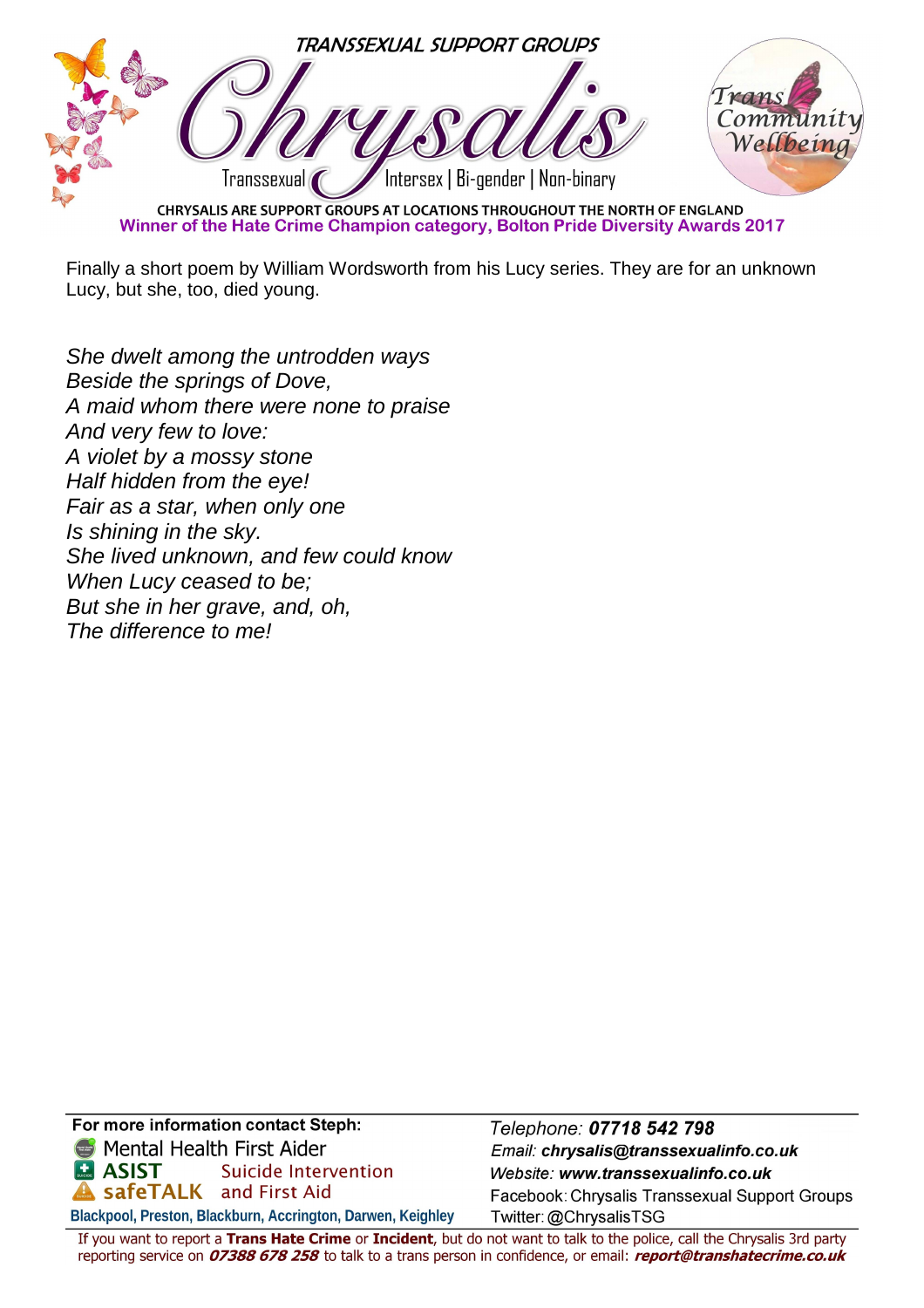Finally a short poem by William Wordsworth from his Lucy series. They are for an unknown Lucy, but she, too, died young.

*She dwelt among the untrodden ways*
*Beside the springs of Dove,*
*A maid whom there were none to praise*
*And very few to love:*
*A violet by a mossy stone*
*Half hidden from the eye!*
*Fair as a star, when only one*
*Is shining in the sky.*
*She lived unknown, and few could know*
*When Lucy ceased to be;*
*But she in her grave, and, oh,*
*The difference to me!*